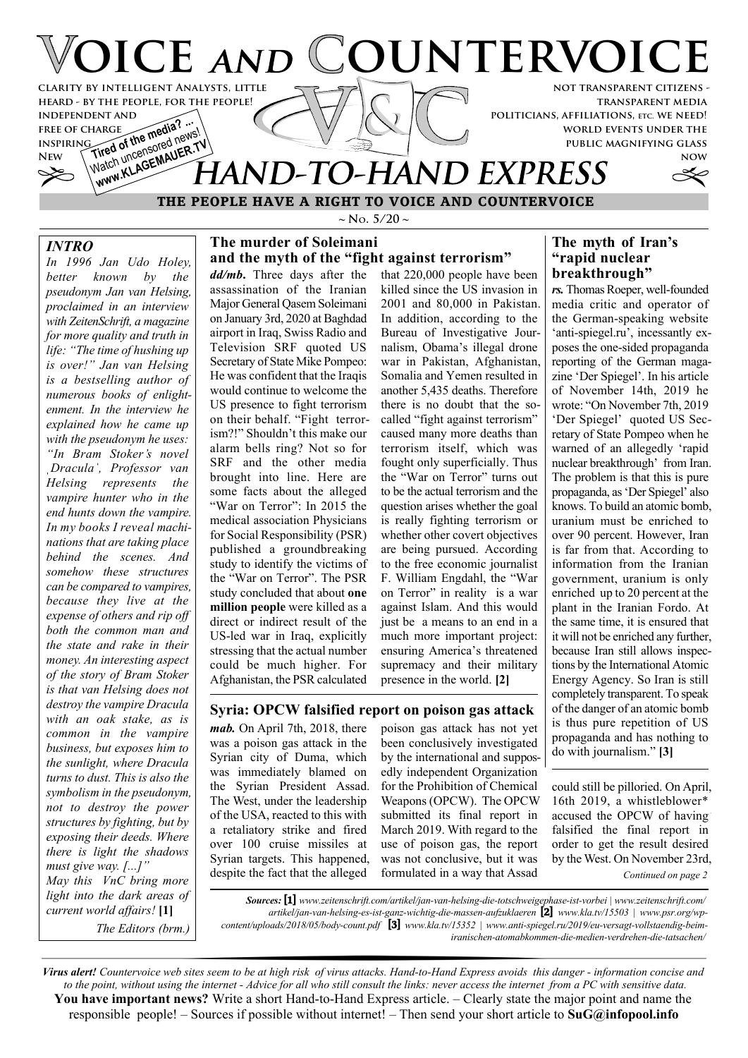# VOICE AND COUNTERVOICE

CLARITY BY INTELLIGENT ANALYSTS, LITTLE HEARD - BY THE PEOPLE, FOR THE PEOPLE! INDEPENDENT AND FREE OF CHARGE INSPIRING NEW

Tired of the media? ... Watch uncensored news! www.KLAGEMAUER.TV

NOT TRANSPARENT CITIZENS - TRANSPARENT MEDIA POLITICIANS, AFFILIATIONS, ETC. WE NEED! WORLD EVENTS UNDER THE PUBLIC MAGNIFYING GLASS NOW

# HAND-TO-HAND EXPRESS

**THE PEOPLE HAVE A RIGHT TO VOICE AND COUNTERVOICE**

~ No. 5/20 ~

### *INTRO*

*In 1996 Jan Udo Holey, better known by the pseudonym Jan van Helsing, proclaimed in an interview with ZeitenSchrift, a magazine for more quality and truth in life: "The time of hushing up is over!" Jan van Helsing is a bestselling author of numerous books of enlightenment. In the interview he explained how he came up with the pseudonym he uses: "In Bram Stoker's novel ‚Dracula', Professor van Helsing represents the vampire hunter who in the end hunts down the vampire. In my books I reveal machinations that are taking place behind the scenes. And somehow these structures can be compared to vampires, because they live at the expense of others and rip off both the common man and the state and rake in their money. An interesting aspect of the story of Bram Stoker is that van Helsing does not destroy the vampire Dracula with an oak stake, as is common in the vampire business, but exposes him to the sunlight, where Dracula turns to dust. This is also the symbolism in the pseudonym, not to destroy the power structures by fighting, but by exposing their deeds. Where there is light the shadows must give way. [...]"*

*May this VnC bring more light into the dark areas of current world affairs!* **[1]**

*The Editors (brm.)*

## The murder of Soleimani and the myth of the "fight against terrorism"

***dd/mb.*** Three days after the assassination of the Iranian Major General Qasem Soleimani on January 3rd, 2020 at Baghdad airport in Iraq, Swiss Radio and Television SRF quoted US Secretary of State Mike Pompeo: He was confident that the Iraqis would continue to welcome the US presence to fight terrorism on their behalf. "Fight terrorism?!" Shouldn't this make our alarm bells ring? Not so for SRF and the other media brought into line. Here are some facts about the alleged "War on Terror": In 2015 the medical association Physicians for Social Responsibility (PSR) published a groundbreaking study to identify the victims of the "War on Terror". The PSR study concluded that about **one million people** were killed as a direct or indirect result of the US-led war in Iraq, explicitly stressing that the actual number could be much higher. For Afghanistan, the PSR calculated that 220,000 people have been killed since the US invasion in 2001 and 80,000 in Pakistan. In addition, according to the Bureau of Investigative Journalism, Obama's illegal drone war in Pakistan, Afghanistan, Somalia and Yemen resulted in another 5,435 deaths. Therefore there is no doubt that the so-called "fight against terrorism" caused many more deaths than terrorism itself, which was fought only superficially. Thus the "War on Terror" turns out to be the actual terrorism and the question arises whether the goal is really fighting terrorism or whether other covert objectives are being pursued. According to the free economic journalist F. William Engdahl, the "War on Terror" in reality is a war against Islam. And this would just be a means to an end in a much more important project: ensuring America's threatened supremacy and their military presence in the world. **[2]**

## The myth of Iran's "rapid nuclear breakthrough"

***rs.*** Thomas Roeper, well-founded media critic and operator of the German-speaking website 'anti-spiegel.ru', incessantly exposes the one-sided propaganda reporting of the German magazine 'Der Spiegel'. In his article of November 14th, 2019 he wrote: "On November 7th, 2019 'Der Spiegel' quoted US Secretary of State Pompeo when he warned of an allegedly 'rapid nuclear breakthrough' from Iran. The problem is that this is pure propaganda, as 'Der Spiegel' also knows. To build an atomic bomb, uranium must be enriched to over 90 percent. However, Iran is far from that. According to information from the Iranian government, uranium is only enriched up to 20 percent at the plant in the Iranian Fordo. At the same time, it is ensured that it will not be enriched any further, because Iran still allows inspections by the International Atomic Energy Agency. So Iran is still completely transparent. To speak of the danger of an atomic bomb is thus pure repetition of US propaganda and has nothing to do with journalism." **[3]**

## Syria: OPCW falsified report on poison gas attack

***mab.*** On April 7th, 2018, there was a poison gas attack in the Syrian city of Duma, which was immediately blamed on the Syrian President Assad. The West, under the leadership of the USA, reacted to this with a retaliatory strike and fired over 100 cruise missiles at Syrian targets. This happened, despite the fact that the alleged poison gas attack has not yet been conclusively investigated by the international and supposedly independent Organization for the Prohibition of Chemical Weapons (OPCW). The OPCW submitted its final report in March 2019. With regard to the use of poison gas, the report was not conclusive, but it was formulated in a way that Assad could still be pilloried. On April, 16th 2019, a whistleblower* accused the OPCW of having falsified the final report in order to get the result desired by the West. On November 23rd,

*Continued on page 2*

***Sources:*** **[1]** *www.zeitenschrift.com/artikel/jan-van-helsing-die-totschweigephase-ist-vorbei | www.zeitenschrift.com/artikel/jan-van-helsing-es-ist-ganz-wichtig-die-massen-aufzuklaeren* **[2]** *www.kla.tv/15503 | www.psr.org/wp-content/uploads/2018/05/body-count.pdf* **[3]** *www.kla.tv/15352 | www.anti-spiegel.ru/2019/eu-versagt-vollstaendig-beim-iranischen-atomabkommen-die-medien-verdrehen-die-tatsachen/*

***Virus alert!*** *Countervoice web sites seem to be at high risk of virus attacks. Hand-to-Hand Express avoids this danger - information concise and to the point, without using the internet - Advice for all who still consult the links: never access the internet from a PC with sensitive data.*

**You have important news?** Write a short Hand-to-Hand Express article. – Clearly state the major point and name the responsible people! – Sources if possible without internet! – Then send your short article to **SuG@infopool.info**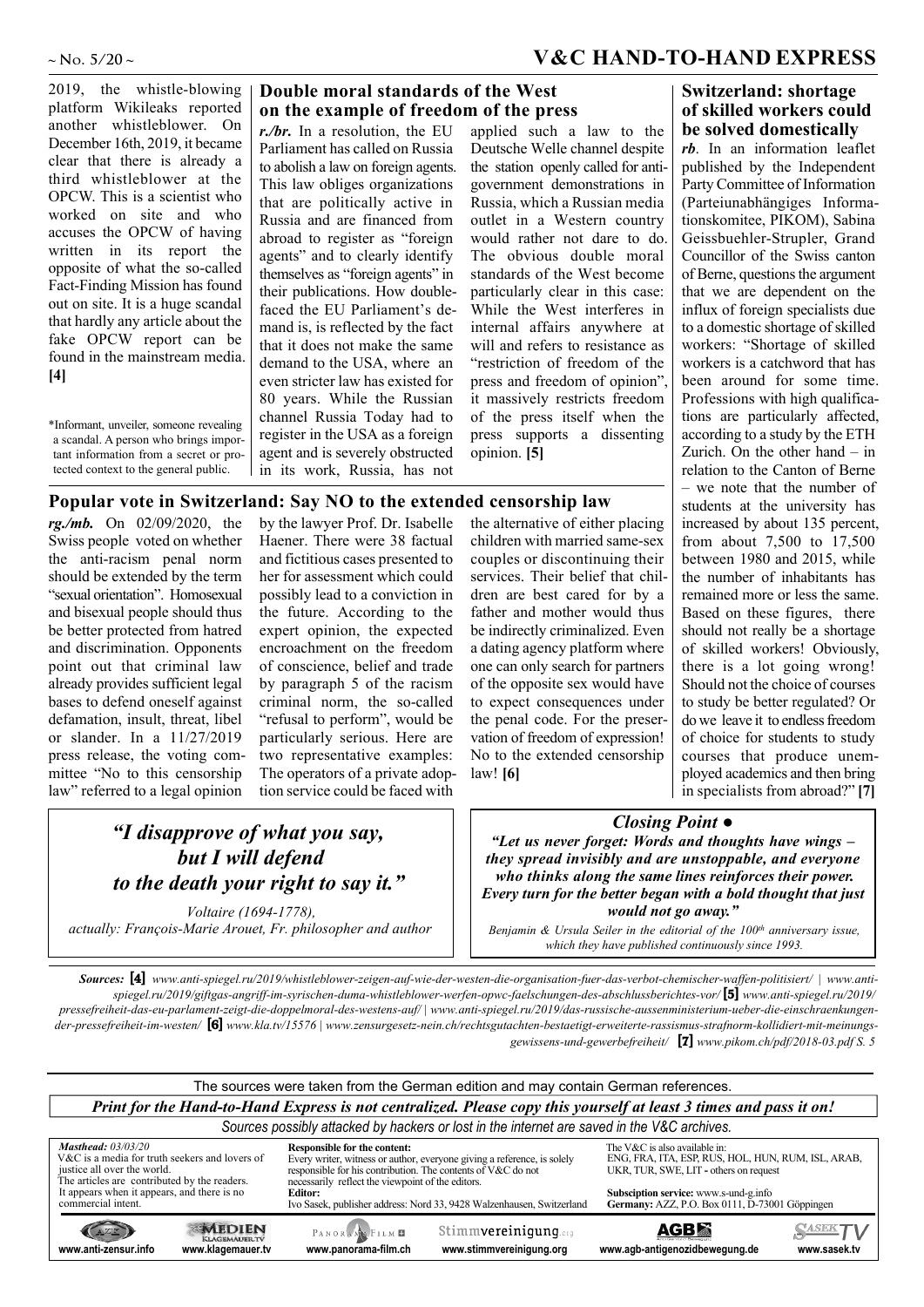2019, the whistle-blowing platform Wikileaks reported another whistleblower. On December 16th, 2019, it became clear that there is already a third whistleblower at the OPCW. This is a scientist who worked on site and who accuses the OPCW of having written in its report the opposite of what the so-called Fact-Finding Mission has found out on site. It is a huge scandal that hardly any article about the fake OPCW report can be found in the mainstream media. **[4]**

*Informant, unveiler, someone revealing a scandal. A person who brings important information from a secret or protected context to the general public.

## Double moral standards of the West on the example of freedom of the press

***r./br.*** In a resolution, the EU Parliament has called on Russia to abolish a law on foreign agents. This law obliges organizations that are politically active in Russia and are financed from abroad to register as "foreign agents" and to clearly identify themselves as "foreign agents" in their publications. How double-faced the EU Parliament's demand is, is reflected by the fact that it does not make the same demand to the USA, where an even stricter law has existed for 80 years. While the Russian channel Russia Today had to register in the USA as a foreign agent and is severely obstructed in its work, Russia, has not applied such a law to the Deutsche Welle channel despite the station openly called for anti-government demonstrations in Russia, which a Russian media outlet in a Western country would rather not dare to do. The obvious double moral standards of the West become particularly clear in this case: While the West interferes in internal affairs anywhere at will and refers to resistance as "restriction of freedom of the press and freedom of opinion", it massively restricts freedom of the press itself when the press supports a dissenting opinion. **[5]**

## Switzerland: shortage of skilled workers could be solved domestically

***rb***. In an information leaflet published by the Independent Party Committee of Information (Parteiunabhängiges Informationskomitee, PIKOM), Sabina Geissbuehler-Strupler, Grand Councillor of the Swiss canton of Berne, questions the argument that we are dependent on the influx of foreign specialists due to a domestic shortage of skilled workers: "Shortage of skilled workers is a catchword that has been around for some time. Professions with high qualifications are particularly affected, according to a study by the ETH Zurich. On the other hand – in relation to the Canton of Berne – we note that the number of students at the university has increased by about 135 percent, from about 7,500 to 17,500 between 1980 and 2015, while the number of inhabitants has remained more or less the same. Based on these figures, there should not really be a shortage of skilled workers! Obviously, there is a lot going wrong! Should not the choice of courses to study be better regulated? Or do we leave it to endless freedom of choice for students to study courses that produce unemployed academics and then bring in specialists from abroad?" **[7]**

## Popular vote in Switzerland: Say NO to the extended censorship law

***rg./mb.*** On 02/09/2020, the Swiss people voted on whether the anti-racism penal norm should be extended by the term "sexual orientation". Homosexual and bisexual people should thus be better protected from hatred and discrimination. Opponents point out that criminal law already provides sufficient legal bases to defend oneself against defamation, insult, threat, libel or slander. In a 11/27/2019 press release, the voting committee "No to this censorship law" referred to a legal opinion by the lawyer Prof. Dr. Isabelle Haener. There were 38 factual and fictitious cases presented to her for assessment which could possibly lead to a conviction in the future. According to the expert opinion, the expected encroachment on the freedom of conscience, belief and trade by paragraph 5 of the racism criminal norm, the so-called "refusal to perform", would be particularly serious. Here are two representative examples: The operators of a private adoption service could be faced with the alternative of either placing children with married same-sex couples or discontinuing their services. Their belief that children are best cared for by a father and mother would thus be indirectly criminalized. Even a dating agency platform where one can only search for partners of the opposite sex would have to expect consequences under the penal code. For the preservation of freedom of expression! No to the extended censorship law! **[6]**

***"I disapprove of what you say, but I will defend to the death your right to say it."***

*Voltaire (1694-1778), actually: François-Marie Arouet, Fr. philosopher and author*

### *Closing Point ●*

***"Let us never forget: Words and thoughts have wings – they spread invisibly and are unstoppable, and everyone who thinks along the same lines reinforces their power. Every turn for the better began with a bold thought that just would not go away."***

*Benjamin & Ursula Seiler in the editorial of the 100th anniversary issue, which they have published continuously since 1993.*

***Sources:*** **[4]** *www.anti-spiegel.ru/2019/whistleblower-zeigen-auf-wie-der-westen-die-organisation-fuer-das-verbot-chemischer-waffen-politisiert/ | www.anti-spiegel.ru/2019/giftgas-angriff-im-syrischen-duma-whistleblower-werfen-opwc-faelschungen-des-abschlussberichtes-vor/* **[5]** *www.anti-spiegel.ru/2019/pressefreiheit-das-eu-parlament-zeigt-die-doppelmoral-des-westens-auf/ | www.anti-spiegel.ru/2019/das-russische-aussenministerium-ueber-die-einschraenkungen-der-pressefreiheit-im-westen/* **[6]** *www.kla.tv/15576 | www.zensurgesetz-nein.ch/rechtsgutachten-bestaetigt-erweiterte-rassismus-strafnorm-kollidiert-mit-meinungs-gewissens-und-gewerbefreiheit/* **[7]** *www.pikom.ch/pdf/2018-03.pdf S. 5*

The sources were taken from the German edition and may contain German references.

***Print for the Hand-to-Hand Express is not centralized. Please copy this yourself at least 3 times and pass it on!***

*Sources possibly attacked by hackers or lost in the internet are saved in the V&C archives.*

***Masthead:*** *03/03/20*
V&C is a media for truth seekers and lovers of justice all over the world.
The articles are contributed by the readers.
It appears when it appears, and there is no commercial intent.

**Responsible for the content:**
Every writer, witness or author, everyone giving a reference, is solely responsible for his contribution. The contents of V&C do not necessarily reflect the viewpoint of the editors.
**Editor:**
Ivo Sasek, publisher address: Nord 33, 9428 Walzenhausen, Switzerland

The V&C is also available in:
ENG, FRA, ITA, ESP, RUS, HOL, HUN, RUM, ISL, ARAB, UKR, TUR, SWE, LIT - others on request

**Subsciption service:** www.s-und-g.info
**Germany:** AZZ, P.O. Box 0111, D-73001 Göppingen

www.anti-zensur.info | www.klagemauer.tv | www.panorama-film.ch | www.stimmvereinigung.org | www.agb-antigenozidbewegung.de | www.sasek.tv